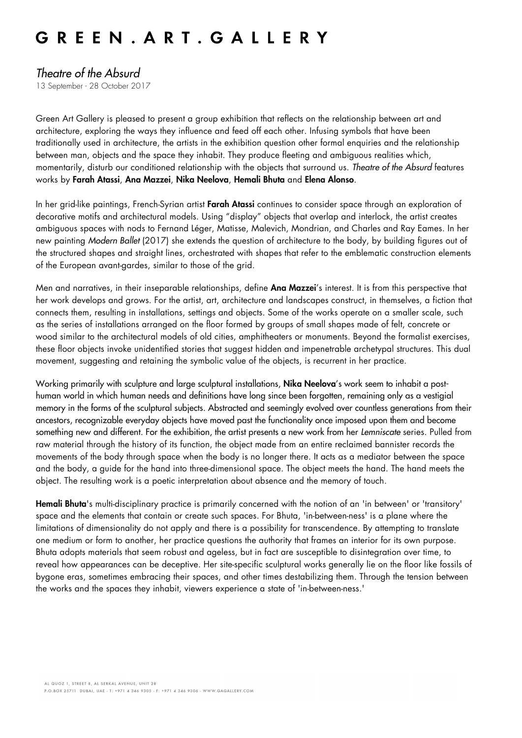# G R E E N . A R T . G A L L E R Y

## *Theatre of the Absurd*

13 September - 28 October 2017

Green Art Gallery is pleased to present a group exhibition that reflects on the relationship between art and architecture, exploring the ways they influence and feed off each other. Infusing symbols that have been traditionally used in architecture, the artists in the exhibition question other formal enquiries and the relationship between man, objects and the space they inhabit. They produce fleeting and ambiguous realities which, momentarily, disturb our conditioned relationship with the objects that surround us. *Theatre of the Absurd* features works by **Farah Atassi**, **Ana Mazzei**, **Nika Neelova**, **Hemali Bhuta** and **Elena Alonso**.

In her grid-like paintings, French-Syrian artist **Farah Atassi** continues to consider space through an exploration of decorative motifs and architectural models. Using "display" objects that overlap and interlock, the artist creates ambiguous spaces with nods to Fernand Léger, Matisse, Malevich, Mondrian, and Charles and Ray Eames. In her new painting *Modern Ballet* (2017) she extends the question of architecture to the body, by building figures out of the structured shapes and straight lines, orchestrated with shapes that refer to the emblematic construction elements of the European avant-gardes, similar to those of the grid.

Men and narratives, in their inseparable relationships, define **Ana Mazzei**'s interest. It is from this perspective that her work develops and grows. For the artist, art, architecture and landscapes construct, in themselves, a fiction that connects them, resulting in installations, settings and objects. Some of the works operate on a smaller scale, such as the series of installations arranged on the floor formed by groups of small shapes made of felt, concrete or wood similar to the architectural models of old cities, amphitheaters or monuments. Beyond the formalist exercises, these floor objects invoke unidentified stories that suggest hidden and impenetrable archetypal structures. This dual movement, suggesting and retaining the symbolic value of the objects, is recurrent in her practice.

Working primarily with sculpture and large sculptural installations, **Nika Neelova**'s work seem to inhabit a post-human world in which human needs and definitions have long since been forgotten, remaining only as a vestigial memory in the forms of the sculptural subjects. Abstracted and seemingly evolved over countless generations from their ancestors, recognizable everyday objects have moved past the functionality once imposed upon them and become something new and different. For the exhibition, the artist presents a new work from her *Lemniscate* series. Pulled from raw material through the history of its function, the object made from an entire reclaimed bannister records the movements of the body through space when the body is no longer there. It acts as a mediator between the space and the body, a guide for the hand into three-dimensional space. The object meets the hand. The hand meets the object. The resulting work is a poetic interpretation about absence and the memory of touch.

**Hemali Bhuta**'s multi-disciplinary practice is primarily concerned with the notion of an 'in between' or 'transitory' space and the elements that contain or create such spaces. For Bhuta, 'in-between-ness' is a plane where the limitations of dimensionality do not apply and there is a possibility for transcendence. By attempting to translate one medium or form to another, her practice questions the authority that frames an interior for its own purpose. Bhuta adopts materials that seem robust and ageless, but in fact are susceptible to disintegration over time, to reveal how appearances can be deceptive. Her site-specific sculptural works generally lie on the floor like fossils of bygone eras, sometimes embracing their spaces, and other times destabilizing them. Through the tension between the works and the spaces they inhabit, viewers experience a state of 'in-between-ness.'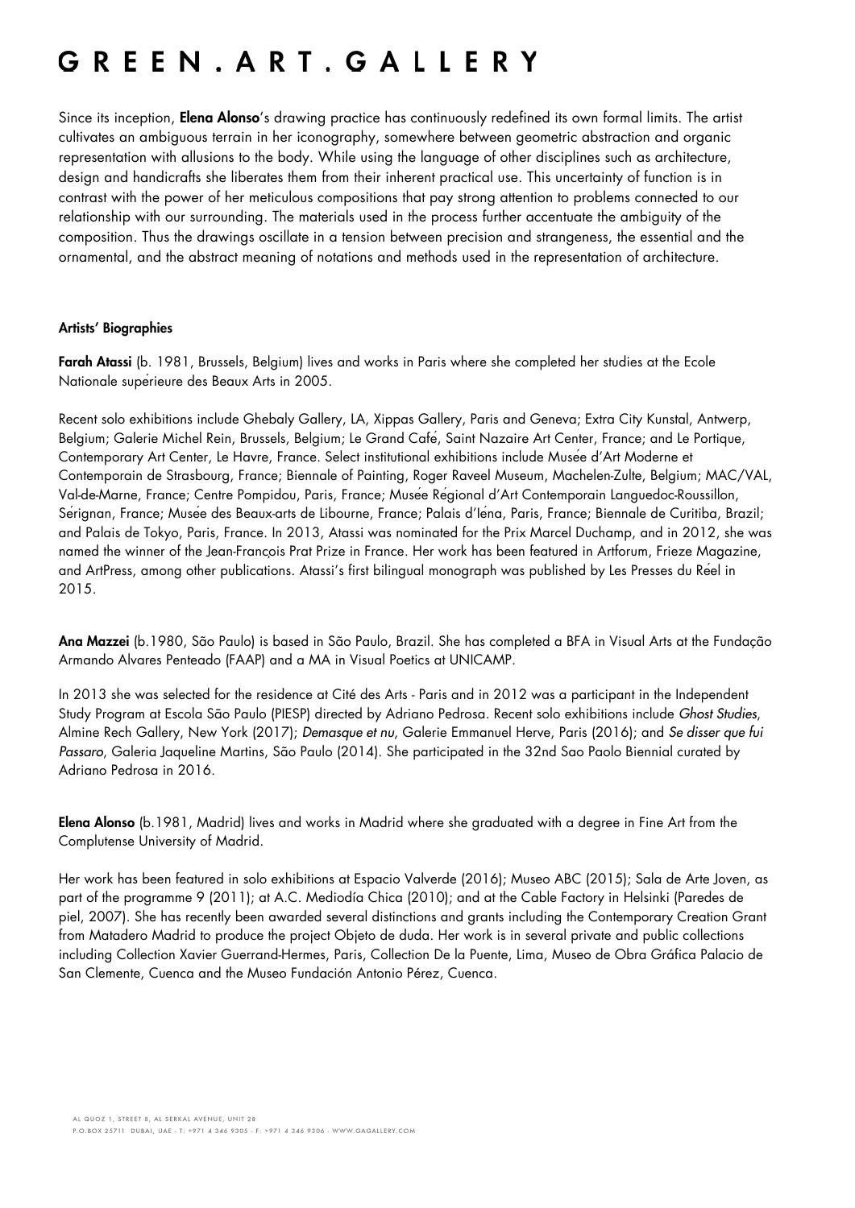Since its inception, **Elena Alonso**'s drawing practice has continuously redefined its own formal limits. The artist cultivates an ambiguous terrain in her iconography, somewhere between geometric abstraction and organic representation with allusions to the body. While using the language of other disciplines such as architecture, design and handicrafts she liberates them from their inherent practical use. This uncertainty of function is in contrast with the power of her meticulous compositions that pay strong attention to problems connected to our relationship with our surrounding. The materials used in the process further accentuate the ambiguity of the composition. Thus the drawings oscillate in a tension between precision and strangeness, the essential and the ornamental, and the abstract meaning of notations and methods used in the representation of architecture.

**Artists' Biographies**

**Farah Atassi** (b. 1981, Brussels, Belgium) lives and works in Paris where she completed her studies at the Ecole Nationale supérieure des Beaux Arts in 2005.

Recent solo exhibitions include Ghebaly Gallery, LA, Xippas Gallery, Paris and Geneva; Extra City Kunstal, Antwerp, Belgium; Galerie Michel Rein, Brussels, Belgium; Le Grand Café, Saint Nazaire Art Center, France; and Le Portique, Contemporary Art Center, Le Havre, France. Select institutional exhibitions include Musée d'Art Moderne et Contemporain de Strasbourg, France; Biennale of Painting, Roger Raveel Museum, Machelen-Zulte, Belgium; MAC/VAL, Val-de-Marne, France; Centre Pompidou, Paris, France; Musée Régional d'Art Contemporain Languedoc-Roussillon, Sérignan, France; Musée des Beaux-arts de Libourne, France; Palais d'Iéna, Paris, France; Biennale de Curitiba, Brazil; and Palais de Tokyo, Paris, France. In 2013, Atassi was nominated for the Prix Marcel Duchamp, and in 2012, she was named the winner of the Jean-François Prat Prize in France. Her work has been featured in Artforum, Frieze Magazine, and ArtPress, among other publications. Atassi's first bilingual monograph was published by Les Presses du Réel in 2015.

**Ana Mazzei** (b.1980, São Paulo) is based in São Paulo, Brazil. She has completed a BFA in Visual Arts at the Fundação Armando Alvares Penteado (FAAP) and a MA in Visual Poetics at UNICAMP.

In 2013 she was selected for the residence at Cité des Arts - Paris and in 2012 was a participant in the Independent Study Program at Escola São Paulo (PIESP) directed by Adriano Pedrosa. Recent solo exhibitions include *Ghost Studies*, Almine Rech Gallery, New York (2017); *Demasque et nu*, Galerie Emmanuel Herve, Paris (2016); and *Se disser que fui Passaro*, Galeria Jaqueline Martins, São Paulo (2014). She participated in the 32nd Sao Paolo Biennial curated by Adriano Pedrosa in 2016.

**Elena Alonso** (b.1981, Madrid) lives and works in Madrid where she graduated with a degree in Fine Art from the Complutense University of Madrid.

Her work has been featured in solo exhibitions at Espacio Valverde (2016); Museo ABC (2015); Sala de Arte Joven, as part of the programme 9 (2011); at A.C. Mediodía Chica (2010); and at the Cable Factory in Helsinki (Paredes de piel, 2007). She has recently been awarded several distinctions and grants including the Contemporary Creation Grant from Matadero Madrid to produce the project Objeto de duda. Her work is in several private and public collections including Collection Xavier Guerrand-Hermes, Paris, Collection De la Puente, Lima, Museo de Obra Gráfica Palacio de San Clemente, Cuenca and the Museo Fundación Antonio Pérez, Cuenca.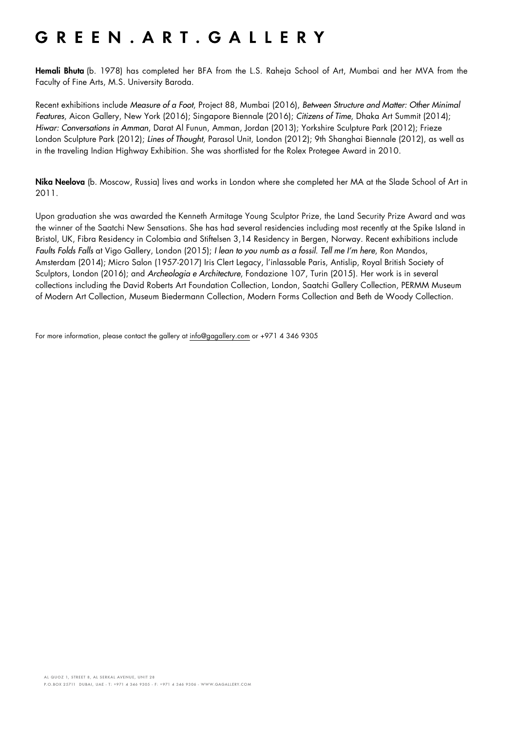**Hemali Bhuta** (b. 1978) has completed her BFA from the L.S. Raheja School of Art, Mumbai and her MVA from the Faculty of Fine Arts, M.S. University Baroda.

Recent exhibitions include *Measure of a Foot*, Project 88, Mumbai (2016), *Between Structure and Matter: Other Minimal Features*, Aicon Gallery, New York (2016); Singapore Biennale (2016); *Citizens of Time*, Dhaka Art Summit (2014); *Hiwar: Conversations in Amman*, Darat Al Funun, Amman, Jordan (2013); Yorkshire Sculpture Park (2012); Frieze London Sculpture Park (2012); *Lines of Thought*, Parasol Unit, London (2012); 9th Shanghai Biennale (2012), as well as in the traveling Indian Highway Exhibition. She was shortlisted for the Rolex Protegee Award in 2010.

**Nika Neelova** (b. Moscow, Russia) lives and works in London where she completed her MA at the Slade School of Art in 2011.

Upon graduation she was awarded the Kenneth Armitage Young Sculptor Prize, the Land Security Prize Award and was the winner of the Saatchi New Sensations. She has had several residencies including most recently at the Spike Island in Bristol, UK, Fibra Residency in Colombia and Stiftelsen 3,14 Residency in Bergen, Norway. Recent exhibitions include *Faults Folds Falls* at Vigo Gallery, London (2015); *I lean to you numb as a fossil. Tell me I'm here*, Ron Mandos, Amsterdam (2014); Micro Salon (1957-2017) Iris Clert Legacy, l'inlassable Paris, Antislip, Royal British Society of Sculptors, London (2016); and *Archeologia e Architecture*, Fondazione 107, Turin (2015). Her work is in several collections including the David Roberts Art Foundation Collection, London, Saatchi Gallery Collection, PERMM Museum of Modern Art Collection, Museum Biedermann Collection, Modern Forms Collection and Beth de Woody Collection.

For more information, please contact the gallery at info@gagallery.com or +971 4 346 9305